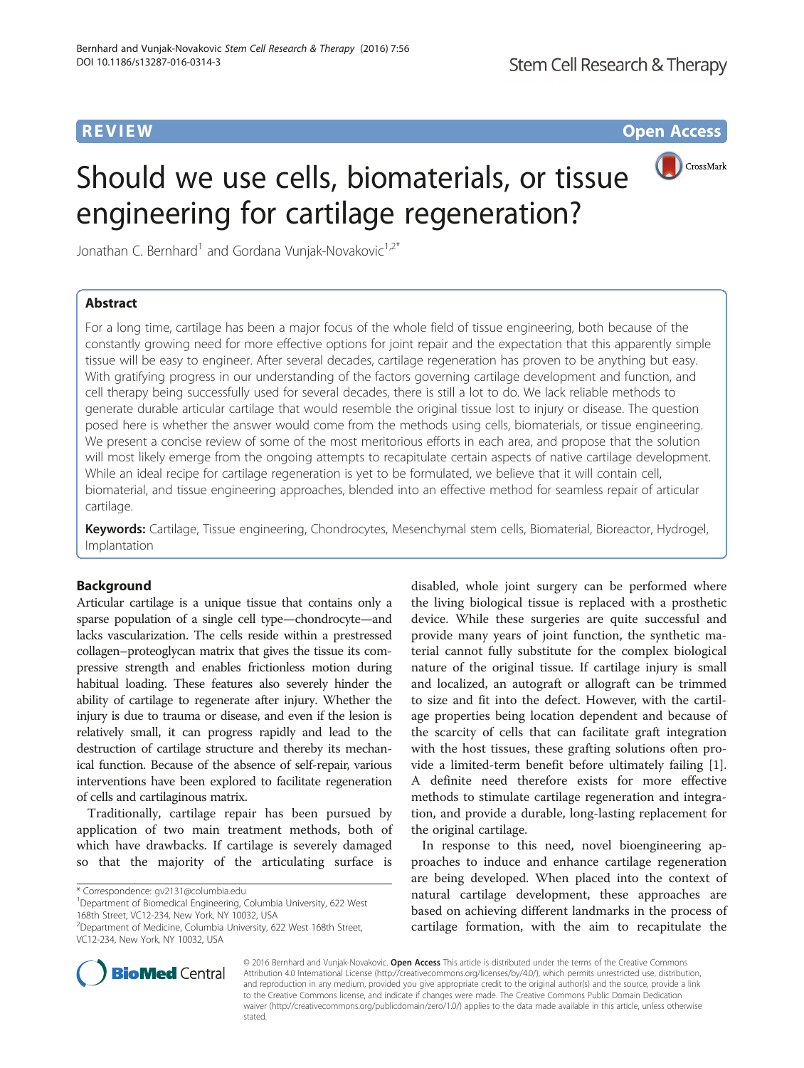REVIEW Open Access

# Should we use cells, biomaterials, or tissue engineering for cartilage regeneration?

Jonathan C. Bernhard[1] and Gordana Vunjak-Novakovic[1,2*]

## Abstract

For a long time, cartilage has been a major focus of the whole field of tissue engineering, both because of the constantly growing need for more effective options for joint repair and the expectation that this apparently simple tissue will be easy to engineer. After several decades, cartilage regeneration has proven to be anything but easy. With gratifying progress in our understanding of the factors governing cartilage development and function, and cell therapy being successfully used for several decades, there is still a lot to do. We lack reliable methods to generate durable articular cartilage that would resemble the original tissue lost to injury or disease. The question posed here is whether the answer would come from the methods using cells, biomaterials, or tissue engineering. We present a concise review of some of the most meritorious efforts in each area, and propose that the solution will most likely emerge from the ongoing attempts to recapitulate certain aspects of native cartilage development. While an ideal recipe for cartilage regeneration is yet to be formulated, we believe that it will contain cell, biomaterial, and tissue engineering approaches, blended into an effective method for seamless repair of articular cartilage.

**Keywords:** Cartilage, Tissue engineering, Chondrocytes, Mesenchymal stem cells, Biomaterial, Bioreactor, Hydrogel, Implantation

## Background

Articular cartilage is a unique tissue that contains only a sparse population of a single cell type—chondrocyte—and lacks vascularization. The cells reside within a prestressed collagen–proteoglycan matrix that gives the tissue its compressive strength and enables frictionless motion during habitual loading. These features also severely hinder the ability of cartilage to regenerate after injury. Whether the injury is due to trauma or disease, and even if the lesion is relatively small, it can progress rapidly and lead to the destruction of cartilage structure and thereby its mechanical function. Because of the absence of self-repair, various interventions have been explored to facilitate regeneration of cells and cartilaginous matrix.

Traditionally, cartilage repair has been pursued by application of two main treatment methods, both of which have drawbacks. If cartilage is severely damaged so that the majority of the articulating surface is disabled, whole joint surgery can be performed where the living biological tissue is replaced with a prosthetic device. While these surgeries are quite successful and provide many years of joint function, the synthetic material cannot fully substitute for the complex biological nature of the original tissue. If cartilage injury is small and localized, an autograft or allograft can be trimmed to size and fit into the defect. However, with the cartilage properties being location dependent and because of the scarcity of cells that can facilitate graft integration with the host tissues, these grafting solutions often provide a limited-term benefit before ultimately failing [1]. A definite need therefore exists for more effective methods to stimulate cartilage regeneration and integration, and provide a durable, long-lasting replacement for the original cartilage.

In response to this need, novel bioengineering approaches to induce and enhance cartilage regeneration are being developed. When placed into the context of natural cartilage development, these approaches are based on achieving different landmarks in the process of cartilage formation, with the aim to recapitulate the

\* Correspondence: gv2131@columbia.edu
[1]Department of Biomedical Engineering, Columbia University, 622 West 168th Street, VC12-234, New York, NY 10032, USA
[2]Department of Medicine, Columbia University, 622 West 168th Street, VC12-234, New York, NY 10032, USA

© 2016 Bernhard and Vunjak-Novakovic. **Open Access** This article is distributed under the terms of the Creative Commons Attribution 4.0 International License (http://creativecommons.org/licenses/by/4.0/), which permits unrestricted use, distribution, and reproduction in any medium, provided you give appropriate credit to the original author(s) and the source, provide a link to the Creative Commons license, and indicate if changes were made. The Creative Commons Public Domain Dedication waiver (http://creativecommons.org/publicdomain/zero/1.0/) applies to the data made available in this article, unless otherwise stated.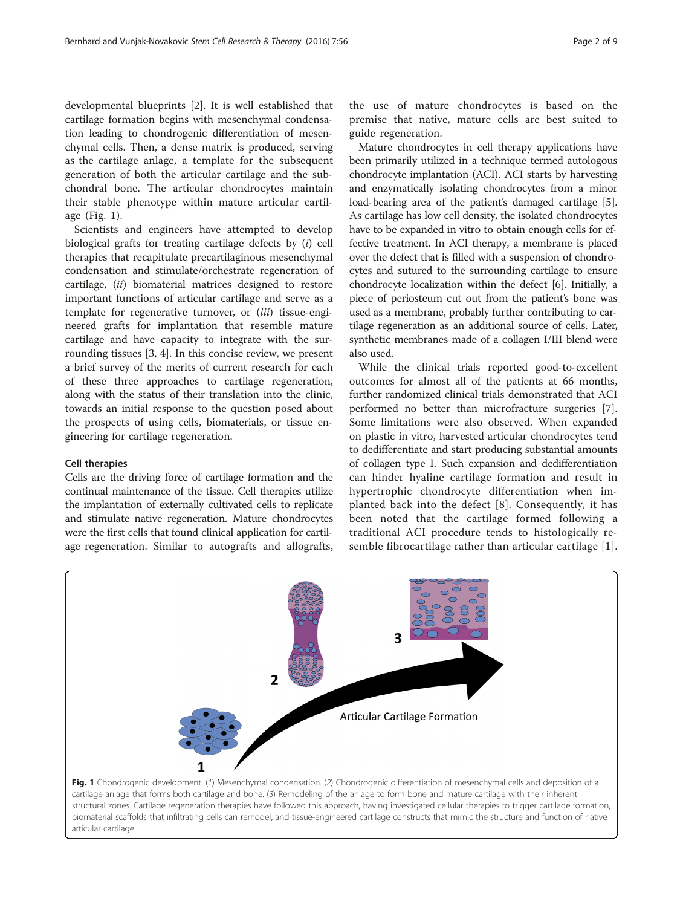developmental blueprints [2]. It is well established that cartilage formation begins with mesenchymal condensation leading to chondrogenic differentiation of mesenchymal cells. Then, a dense matrix is produced, serving as the cartilage anlage, a template for the subsequent generation of both the articular cartilage and the subchondral bone. The articular chondrocytes maintain their stable phenotype within mature articular cartilage (Fig. 1).

Scientists and engineers have attempted to develop biological grafts for treating cartilage defects by (*i*) cell therapies that recapitulate precartilaginous mesenchymal condensation and stimulate/orchestrate regeneration of cartilage, (*ii*) biomaterial matrices designed to restore important functions of articular cartilage and serve as a template for regenerative turnover, or (*iii*) tissue-engineered grafts for implantation that resemble mature cartilage and have capacity to integrate with the surrounding tissues [3, 4]. In this concise review, we present a brief survey of the merits of current research for each of these three approaches to cartilage regeneration, along with the status of their translation into the clinic, towards an initial response to the question posed about the prospects of using cells, biomaterials, or tissue engineering for cartilage regeneration.

## Cell therapies

Cells are the driving force of cartilage formation and the continual maintenance of the tissue. Cell therapies utilize the implantation of externally cultivated cells to replicate and stimulate native regeneration. Mature chondrocytes were the first cells that found clinical application for cartilage regeneration. Similar to autografts and allografts, the use of mature chondrocytes is based on the premise that native, mature cells are best suited to guide regeneration.

Mature chondrocytes in cell therapy applications have been primarily utilized in a technique termed autologous chondrocyte implantation (ACI). ACI starts by harvesting and enzymatically isolating chondrocytes from a minor load-bearing area of the patient's damaged cartilage [5]. As cartilage has low cell density, the isolated chondrocytes have to be expanded in vitro to obtain enough cells for effective treatment. In ACI therapy, a membrane is placed over the defect that is filled with a suspension of chondrocytes and sutured to the surrounding cartilage to ensure chondrocyte localization within the defect [6]. Initially, a piece of periosteum cut out from the patient's bone was used as a membrane, probably further contributing to cartilage regeneration as an additional source of cells. Later, synthetic membranes made of a collagen I/III blend were also used.

While the clinical trials reported good-to-excellent outcomes for almost all of the patients at 66 months, further randomized clinical trials demonstrated that ACI performed no better than microfracture surgeries [7]. Some limitations were also observed. When expanded on plastic in vitro, harvested articular chondrocytes tend to dedifferentiate and start producing substantial amounts of collagen type I. Such expansion and dedifferentiation can hinder hyaline cartilage formation and result in hypertrophic chondrocyte differentiation when implanted back into the defect [8]. Consequently, it has been noted that the cartilage formed following a traditional ACI procedure tends to histologically resemble fibrocartilage rather than articular cartilage [1].

1
2
3
Articular Cartilage Formation

**Fig. 1** Chondrogenic development. (*1*) Mesenchymal condensation. (*2*) Chondrogenic differentiation of mesenchymal cells and deposition of a cartilage anlage that forms both cartilage and bone. (*3*) Remodeling of the anlage to form bone and mature cartilage with their inherent structural zones. Cartilage regeneration therapies have followed this approach, having investigated cellular therapies to trigger cartilage formation, biomaterial scaffolds that infiltrating cells can remodel, and tissue-engineered cartilage constructs that mimic the structure and function of native articular cartilage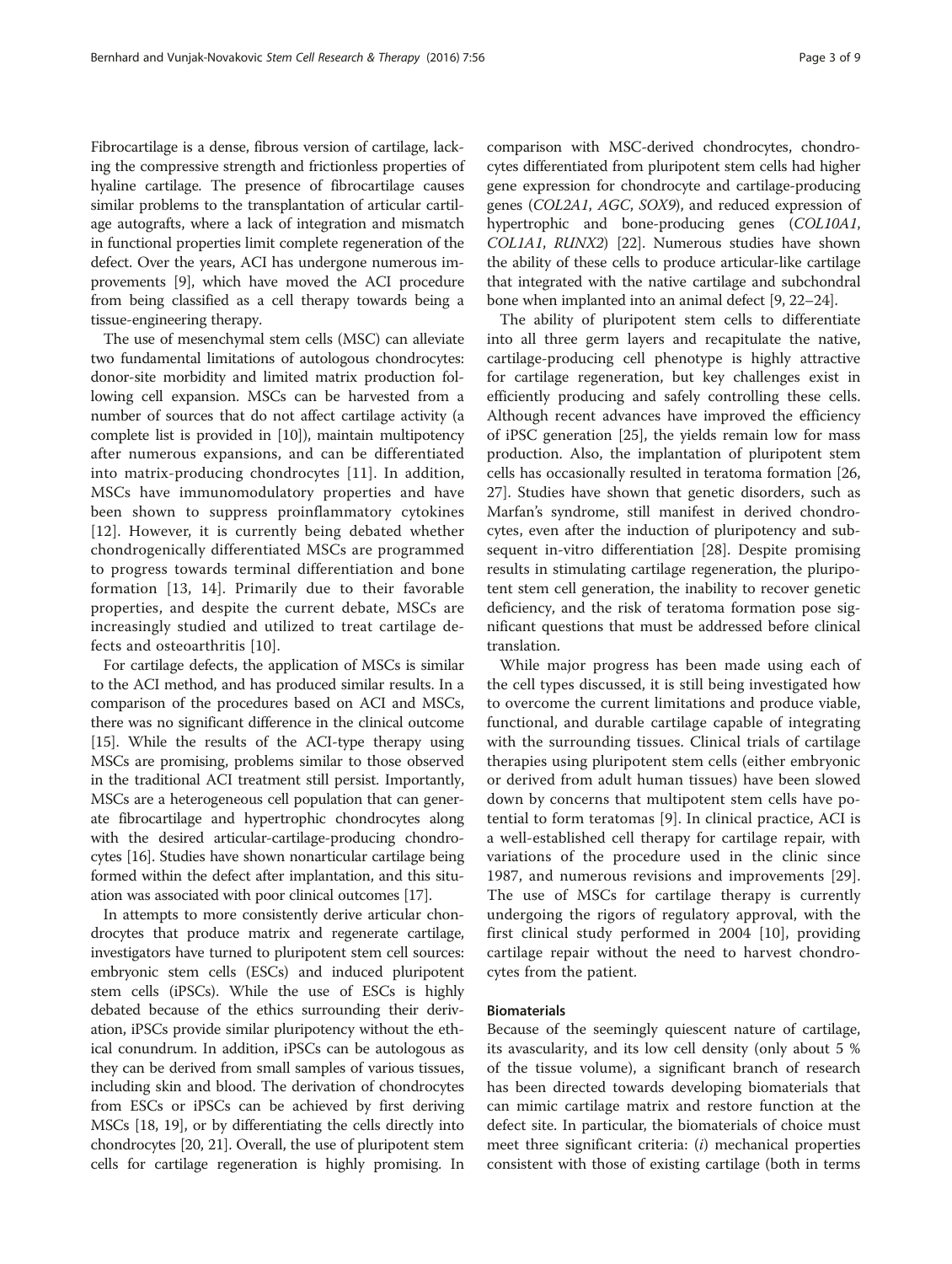Fibrocartilage is a dense, fibrous version of cartilage, lacking the compressive strength and frictionless properties of hyaline cartilage. The presence of fibrocartilage causes similar problems to the transplantation of articular cartilage autografts, where a lack of integration and mismatch in functional properties limit complete regeneration of the defect. Over the years, ACI has undergone numerous improvements [9], which have moved the ACI procedure from being classified as a cell therapy towards being a tissue-engineering therapy.

The use of mesenchymal stem cells (MSC) can alleviate two fundamental limitations of autologous chondrocytes: donor-site morbidity and limited matrix production following cell expansion. MSCs can be harvested from a number of sources that do not affect cartilage activity (a complete list is provided in [10]), maintain multipotency after numerous expansions, and can be differentiated into matrix-producing chondrocytes [11]. In addition, MSCs have immunomodulatory properties and have been shown to suppress proinflammatory cytokines [12]. However, it is currently being debated whether chondrogenically differentiated MSCs are programmed to progress towards terminal differentiation and bone formation [13, 14]. Primarily due to their favorable properties, and despite the current debate, MSCs are increasingly studied and utilized to treat cartilage defects and osteoarthritis [10].

For cartilage defects, the application of MSCs is similar to the ACI method, and has produced similar results. In a comparison of the procedures based on ACI and MSCs, there was no significant difference in the clinical outcome [15]. While the results of the ACI-type therapy using MSCs are promising, problems similar to those observed in the traditional ACI treatment still persist. Importantly, MSCs are a heterogeneous cell population that can generate fibrocartilage and hypertrophic chondrocytes along with the desired articular-cartilage-producing chondrocytes [16]. Studies have shown nonarticular cartilage being formed within the defect after implantation, and this situation was associated with poor clinical outcomes [17].

In attempts to more consistently derive articular chondrocytes that produce matrix and regenerate cartilage, investigators have turned to pluripotent stem cell sources: embryonic stem cells (ESCs) and induced pluripotent stem cells (iPSCs). While the use of ESCs is highly debated because of the ethics surrounding their derivation, iPSCs provide similar pluripotency without the ethical conundrum. In addition, iPSCs can be autologous as they can be derived from small samples of various tissues, including skin and blood. The derivation of chondrocytes from ESCs or iPSCs can be achieved by first deriving MSCs [18, 19], or by differentiating the cells directly into chondrocytes [20, 21]. Overall, the use of pluripotent stem cells for cartilage regeneration is highly promising. In comparison with MSC-derived chondrocytes, chondrocytes differentiated from pluripotent stem cells had higher gene expression for chondrocyte and cartilage-producing genes (*COL2A1*, *AGC*, *SOX9*), and reduced expression of hypertrophic and bone-producing genes (*COL10A1*, *COL1A1*, *RUNX2*) [22]. Numerous studies have shown the ability of these cells to produce articular-like cartilage that integrated with the native cartilage and subchondral bone when implanted into an animal defect [9, 22–24].

The ability of pluripotent stem cells to differentiate into all three germ layers and recapitulate the native, cartilage-producing cell phenotype is highly attractive for cartilage regeneration, but key challenges exist in efficiently producing and safely controlling these cells. Although recent advances have improved the efficiency of iPSC generation [25], the yields remain low for mass production. Also, the implantation of pluripotent stem cells has occasionally resulted in teratoma formation [26, 27]. Studies have shown that genetic disorders, such as Marfan's syndrome, still manifest in derived chondrocytes, even after the induction of pluripotency and subsequent in-vitro differentiation [28]. Despite promising results in stimulating cartilage regeneration, the pluripotent stem cell generation, the inability to recover genetic deficiency, and the risk of teratoma formation pose significant questions that must be addressed before clinical translation.

While major progress has been made using each of the cell types discussed, it is still being investigated how to overcome the current limitations and produce viable, functional, and durable cartilage capable of integrating with the surrounding tissues. Clinical trials of cartilage therapies using pluripotent stem cells (either embryonic or derived from adult human tissues) have been slowed down by concerns that multipotent stem cells have potential to form teratomas [9]. In clinical practice, ACI is a well-established cell therapy for cartilage repair, with variations of the procedure used in the clinic since 1987, and numerous revisions and improvements [29]. The use of MSCs for cartilage therapy is currently undergoing the rigors of regulatory approval, with the first clinical study performed in 2004 [10], providing cartilage repair without the need to harvest chondrocytes from the patient.

### Biomaterials

Because of the seemingly quiescent nature of cartilage, its avascularity, and its low cell density (only about 5 % of the tissue volume), a significant branch of research has been directed towards developing biomaterials that can mimic cartilage matrix and restore function at the defect site. In particular, the biomaterials of choice must meet three significant criteria: (*i*) mechanical properties consistent with those of existing cartilage (both in terms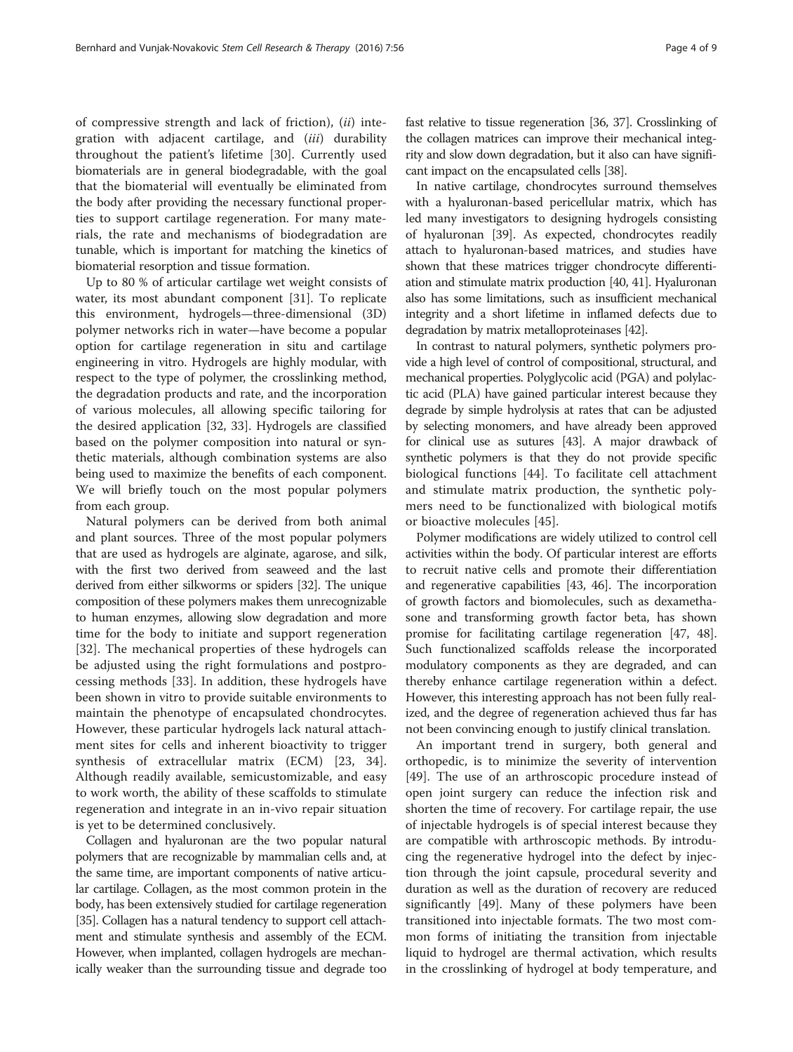of compressive strength and lack of friction), (*ii*) integration with adjacent cartilage, and (*iii*) durability throughout the patient's lifetime [30]. Currently used biomaterials are in general biodegradable, with the goal that the biomaterial will eventually be eliminated from the body after providing the necessary functional properties to support cartilage regeneration. For many materials, the rate and mechanisms of biodegradation are tunable, which is important for matching the kinetics of biomaterial resorption and tissue formation.

Up to 80 % of articular cartilage wet weight consists of water, its most abundant component [31]. To replicate this environment, hydrogels—three-dimensional (3D) polymer networks rich in water—have become a popular option for cartilage regeneration in situ and cartilage engineering in vitro. Hydrogels are highly modular, with respect to the type of polymer, the crosslinking method, the degradation products and rate, and the incorporation of various molecules, all allowing specific tailoring for the desired application [32, 33]. Hydrogels are classified based on the polymer composition into natural or synthetic materials, although combination systems are also being used to maximize the benefits of each component. We will briefly touch on the most popular polymers from each group.

Natural polymers can be derived from both animal and plant sources. Three of the most popular polymers that are used as hydrogels are alginate, agarose, and silk, with the first two derived from seaweed and the last derived from either silkworms or spiders [32]. The unique composition of these polymers makes them unrecognizable to human enzymes, allowing slow degradation and more time for the body to initiate and support regeneration [32]. The mechanical properties of these hydrogels can be adjusted using the right formulations and postprocessing methods [33]. In addition, these hydrogels have been shown in vitro to provide suitable environments to maintain the phenotype of encapsulated chondrocytes. However, these particular hydrogels lack natural attachment sites for cells and inherent bioactivity to trigger synthesis of extracellular matrix (ECM) [23, 34]. Although readily available, semicustomizable, and easy to work worth, the ability of these scaffolds to stimulate regeneration and integrate in an in-vivo repair situation is yet to be determined conclusively.

Collagen and hyaluronan are the two popular natural polymers that are recognizable by mammalian cells and, at the same time, are important components of native articular cartilage. Collagen, as the most common protein in the body, has been extensively studied for cartilage regeneration [35]. Collagen has a natural tendency to support cell attachment and stimulate synthesis and assembly of the ECM. However, when implanted, collagen hydrogels are mechanically weaker than the surrounding tissue and degrade too fast relative to tissue regeneration [36, 37]. Crosslinking of the collagen matrices can improve their mechanical integrity and slow down degradation, but it also can have significant impact on the encapsulated cells [38].

In native cartilage, chondrocytes surround themselves with a hyaluronan-based pericellular matrix, which has led many investigators to designing hydrogels consisting of hyaluronan [39]. As expected, chondrocytes readily attach to hyaluronan-based matrices, and studies have shown that these matrices trigger chondrocyte differentiation and stimulate matrix production [40, 41]. Hyaluronan also has some limitations, such as insufficient mechanical integrity and a short lifetime in inflamed defects due to degradation by matrix metalloproteinases [42].

In contrast to natural polymers, synthetic polymers provide a high level of control of compositional, structural, and mechanical properties. Polyglycolic acid (PGA) and polylactic acid (PLA) have gained particular interest because they degrade by simple hydrolysis at rates that can be adjusted by selecting monomers, and have already been approved for clinical use as sutures [43]. A major drawback of synthetic polymers is that they do not provide specific biological functions [44]. To facilitate cell attachment and stimulate matrix production, the synthetic polymers need to be functionalized with biological motifs or bioactive molecules [45].

Polymer modifications are widely utilized to control cell activities within the body. Of particular interest are efforts to recruit native cells and promote their differentiation and regenerative capabilities [43, 46]. The incorporation of growth factors and biomolecules, such as dexamethasone and transforming growth factor beta, has shown promise for facilitating cartilage regeneration [47, 48]. Such functionalized scaffolds release the incorporated modulatory components as they are degraded, and can thereby enhance cartilage regeneration within a defect. However, this interesting approach has not been fully realized, and the degree of regeneration achieved thus far has not been convincing enough to justify clinical translation.

An important trend in surgery, both general and orthopedic, is to minimize the severity of intervention [49]. The use of an arthroscopic procedure instead of open joint surgery can reduce the infection risk and shorten the time of recovery. For cartilage repair, the use of injectable hydrogels is of special interest because they are compatible with arthroscopic methods. By introducing the regenerative hydrogel into the defect by injection through the joint capsule, procedural severity and duration as well as the duration of recovery are reduced significantly [49]. Many of these polymers have been transitioned into injectable formats. The two most common forms of initiating the transition from injectable liquid to hydrogel are thermal activation, which results in the crosslinking of hydrogel at body temperature, and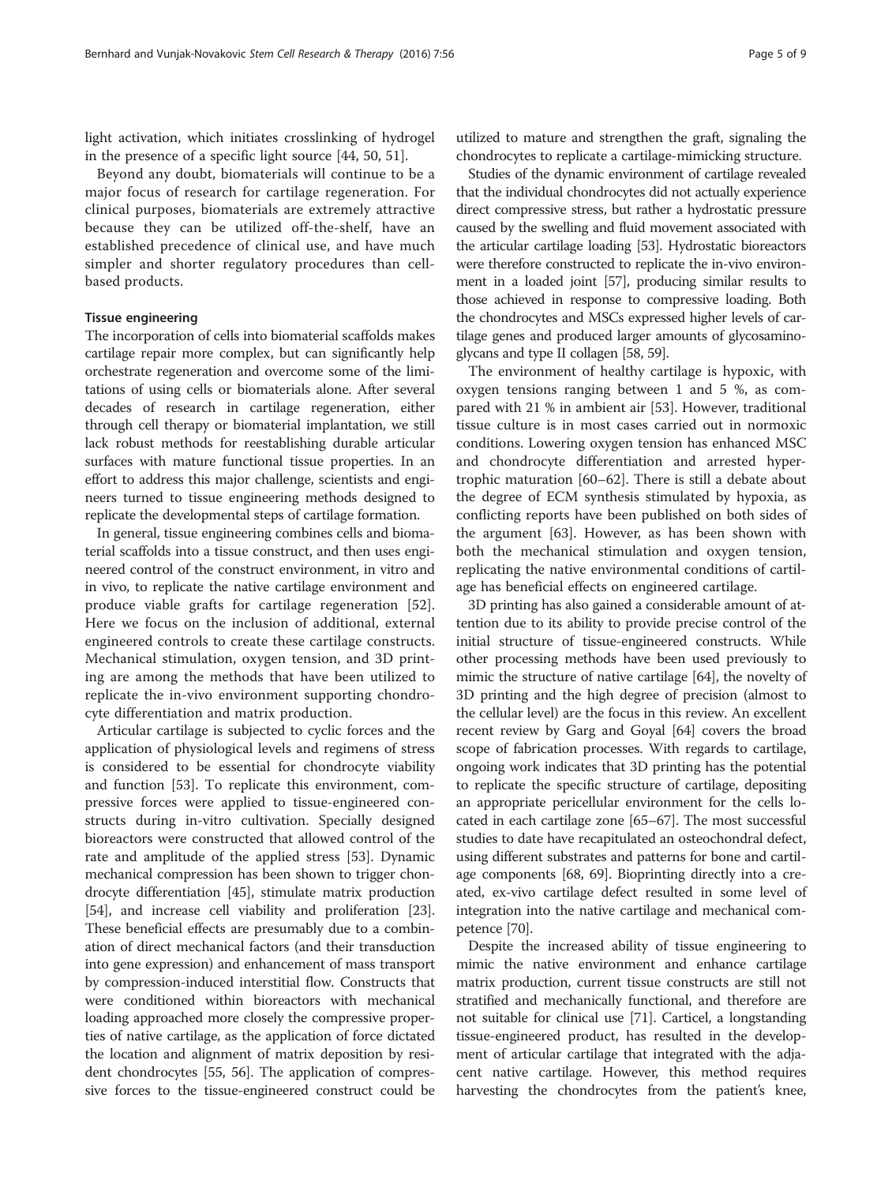light activation, which initiates crosslinking of hydrogel in the presence of a specific light source [44, 50, 51].

Beyond any doubt, biomaterials will continue to be a major focus of research for cartilage regeneration. For clinical purposes, biomaterials are extremely attractive because they can be utilized off-the-shelf, have an established precedence of clinical use, and have much simpler and shorter regulatory procedures than cell-based products.

### Tissue engineering

The incorporation of cells into biomaterial scaffolds makes cartilage repair more complex, but can significantly help orchestrate regeneration and overcome some of the limitations of using cells or biomaterials alone. After several decades of research in cartilage regeneration, either through cell therapy or biomaterial implantation, we still lack robust methods for reestablishing durable articular surfaces with mature functional tissue properties. In an effort to address this major challenge, scientists and engineers turned to tissue engineering methods designed to replicate the developmental steps of cartilage formation.

In general, tissue engineering combines cells and biomaterial scaffolds into a tissue construct, and then uses engineered control of the construct environment, in vitro and in vivo, to replicate the native cartilage environment and produce viable grafts for cartilage regeneration [52]. Here we focus on the inclusion of additional, external engineered controls to create these cartilage constructs. Mechanical stimulation, oxygen tension, and 3D printing are among the methods that have been utilized to replicate the in-vivo environment supporting chondrocyte differentiation and matrix production.

Articular cartilage is subjected to cyclic forces and the application of physiological levels and regimens of stress is considered to be essential for chondrocyte viability and function [53]. To replicate this environment, compressive forces were applied to tissue-engineered constructs during in-vitro cultivation. Specially designed bioreactors were constructed that allowed control of the rate and amplitude of the applied stress [53]. Dynamic mechanical compression has been shown to trigger chondrocyte differentiation [45], stimulate matrix production [54], and increase cell viability and proliferation [23]. These beneficial effects are presumably due to a combination of direct mechanical factors (and their transduction into gene expression) and enhancement of mass transport by compression-induced interstitial flow. Constructs that were conditioned within bioreactors with mechanical loading approached more closely the compressive properties of native cartilage, as the application of force dictated the location and alignment of matrix deposition by resident chondrocytes [55, 56]. The application of compressive forces to the tissue-engineered construct could be utilized to mature and strengthen the graft, signaling the chondrocytes to replicate a cartilage-mimicking structure.

Studies of the dynamic environment of cartilage revealed that the individual chondrocytes did not actually experience direct compressive stress, but rather a hydrostatic pressure caused by the swelling and fluid movement associated with the articular cartilage loading [53]. Hydrostatic bioreactors were therefore constructed to replicate the in-vivo environment in a loaded joint [57], producing similar results to those achieved in response to compressive loading. Both the chondrocytes and MSCs expressed higher levels of cartilage genes and produced larger amounts of glycosaminoglycans and type II collagen [58, 59].

The environment of healthy cartilage is hypoxic, with oxygen tensions ranging between 1 and 5 %, as compared with 21 % in ambient air [53]. However, traditional tissue culture is in most cases carried out in normoxic conditions. Lowering oxygen tension has enhanced MSC and chondrocyte differentiation and arrested hypertrophic maturation [60–62]. There is still a debate about the degree of ECM synthesis stimulated by hypoxia, as conflicting reports have been published on both sides of the argument [63]. However, as has been shown with both the mechanical stimulation and oxygen tension, replicating the native environmental conditions of cartilage has beneficial effects on engineered cartilage.

3D printing has also gained a considerable amount of attention due to its ability to provide precise control of the initial structure of tissue-engineered constructs. While other processing methods have been used previously to mimic the structure of native cartilage [64], the novelty of 3D printing and the high degree of precision (almost to the cellular level) are the focus in this review. An excellent recent review by Garg and Goyal [64] covers the broad scope of fabrication processes. With regards to cartilage, ongoing work indicates that 3D printing has the potential to replicate the specific structure of cartilage, depositing an appropriate pericellular environment for the cells located in each cartilage zone [65–67]. The most successful studies to date have recapitulated an osteochondral defect, using different substrates and patterns for bone and cartilage components [68, 69]. Bioprinting directly into a created, ex-vivo cartilage defect resulted in some level of integration into the native cartilage and mechanical competence [70].

Despite the increased ability of tissue engineering to mimic the native environment and enhance cartilage matrix production, current tissue constructs are still not stratified and mechanically functional, and therefore are not suitable for clinical use [71]. Carticel, a longstanding tissue-engineered product, has resulted in the development of articular cartilage that integrated with the adjacent native cartilage. However, this method requires harvesting the chondrocytes from the patient's knee,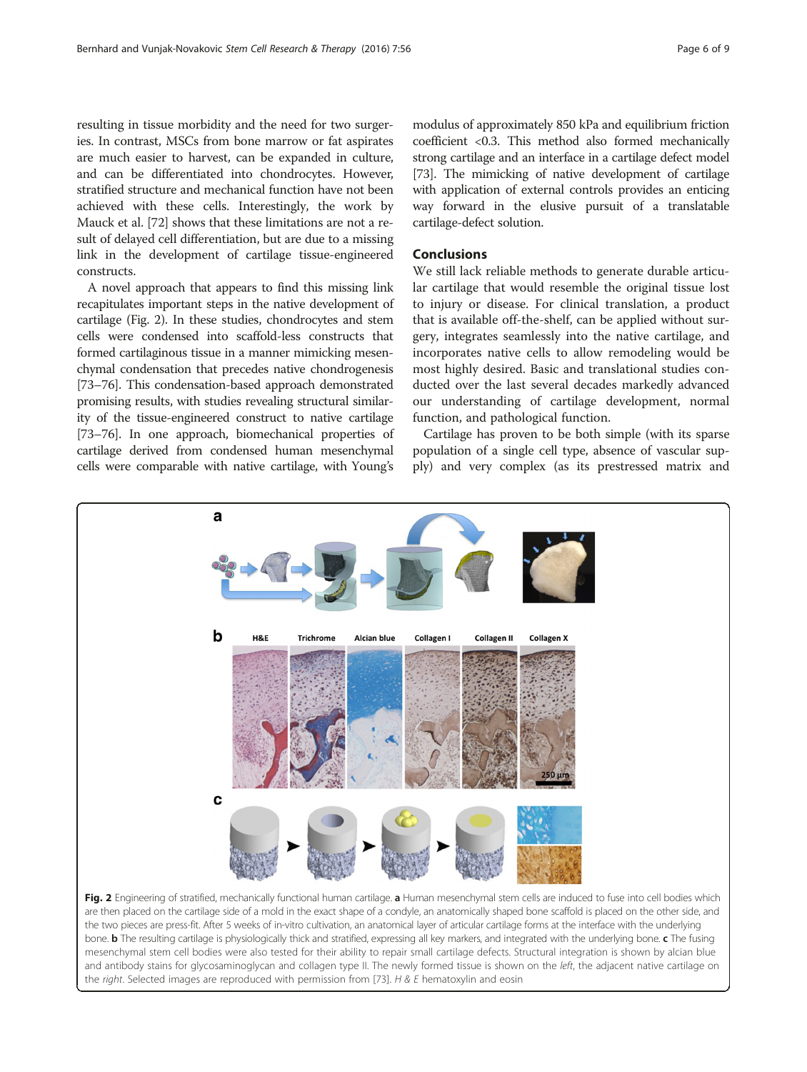resulting in tissue morbidity and the need for two surgeries. In contrast, MSCs from bone marrow or fat aspirates are much easier to harvest, can be expanded in culture, and can be differentiated into chondrocytes. However, stratified structure and mechanical function have not been achieved with these cells. Interestingly, the work by Mauck et al. [72] shows that these limitations are not a result of delayed cell differentiation, but are due to a missing link in the development of cartilage tissue-engineered constructs.

A novel approach that appears to find this missing link recapitulates important steps in the native development of cartilage (Fig. 2). In these studies, chondrocytes and stem cells were condensed into scaffold-less constructs that formed cartilaginous tissue in a manner mimicking mesenchymal condensation that precedes native chondrogenesis [73–76]. This condensation-based approach demonstrated promising results, with studies revealing structural similarity of the tissue-engineered construct to native cartilage [73–76]. In one approach, biomechanical properties of cartilage derived from condensed human mesenchymal cells were comparable with native cartilage, with Young's modulus of approximately 850 kPa and equilibrium friction coefficient <0.3. This method also formed mechanically strong cartilage and an interface in a cartilage defect model [73]. The mimicking of native development of cartilage with application of external controls provides an enticing way forward in the elusive pursuit of a translatable cartilage-defect solution.

## Conclusions

We still lack reliable methods to generate durable articular cartilage that would resemble the original tissue lost to injury or disease. For clinical translation, a product that is available off-the-shelf, can be applied without surgery, integrates seamlessly into the native cartilage, and incorporates native cells to allow remodeling would be most highly desired. Basic and translational studies conducted over the last several decades markedly advanced our understanding of cartilage development, normal function, and pathological function.

Cartilage has proven to be both simple (with its sparse population of a single cell type, absence of vascular supply) and very complex (as its prestressed matrix and

**Fig. 2** Engineering of stratified, mechanically functional human cartilage. **a** Human mesenchymal stem cells are induced to fuse into cell bodies which are then placed on the cartilage side of a mold in the exact shape of a condyle, an anatomically shaped bone scaffold is placed on the other side, and the two pieces are press-fit. After 5 weeks of in-vitro cultivation, an anatomical layer of articular cartilage forms at the interface with the underlying bone. **b** The resulting cartilage is physiologically thick and stratified, expressing all key markers, and integrated with the underlying bone. **c** The fusing mesenchymal stem cell bodies were also tested for their ability to repair small cartilage defects. Structural integration is shown by alcian blue and antibody stains for glycosaminoglycan and collagen type II. The newly formed tissue is shown on the *left*, the adjacent native cartilage on the *right*. Selected images are reproduced with permission from [73]. *H & E* hematoxylin and eosin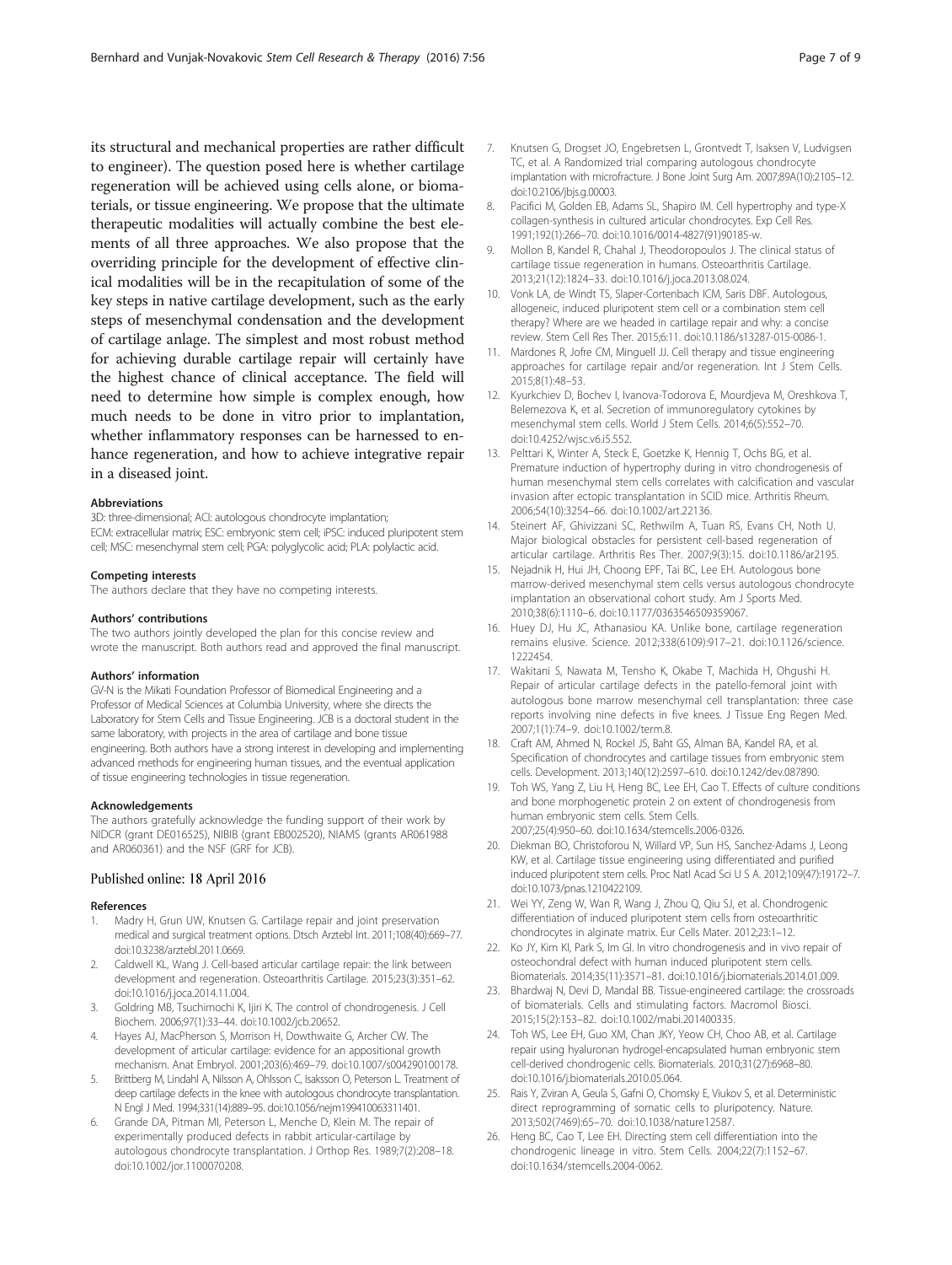its structural and mechanical properties are rather difficult to engineer). The question posed here is whether cartilage regeneration will be achieved using cells alone, or biomaterials, or tissue engineering. We propose that the ultimate therapeutic modalities will actually combine the best elements of all three approaches. We also propose that the overriding principle for the development of effective clinical modalities will be in the recapitulation of some of the key steps in native cartilage development, such as the early steps of mesenchymal condensation and the development of cartilage anlage. The simplest and most robust method for achieving durable cartilage repair will certainly have the highest chance of clinical acceptance. The field will need to determine how simple is complex enough, how much needs to be done in vitro prior to implantation, whether inflammatory responses can be harnessed to enhance regeneration, and how to achieve integrative repair in a diseased joint.

#### Abbreviations

3D: three-dimensional; ACI: autologous chondrocyte implantation; ECM: extracellular matrix; ESC: embryonic stem cell; iPSC: induced pluripotent stem cell; MSC: mesenchymal stem cell; PGA: polyglycolic acid; PLA: polylactic acid.

#### Competing interests

The authors declare that they have no competing interests.

#### Authors' contributions

The two authors jointly developed the plan for this concise review and wrote the manuscript. Both authors read and approved the final manuscript.

#### Authors' information

GV-N is the Mikati Foundation Professor of Biomedical Engineering and a Professor of Medical Sciences at Columbia University, where she directs the Laboratory for Stem Cells and Tissue Engineering. JCB is a doctoral student in the same laboratory, with projects in the area of cartilage and bone tissue engineering. Both authors have a strong interest in developing and implementing advanced methods for engineering human tissues, and the eventual application of tissue engineering technologies in tissue regeneration.

#### Acknowledgements

The authors gratefully acknowledge the funding support of their work by NIDCR (grant DE016525), NIBIB (grant EB002520), NIAMS (grants AR061988 and AR060361) and the NSF (GRF for JCB).

Published online: 18 April 2016

#### References

1. Madry H, Grun UW, Knutsen G. Cartilage repair and joint preservation medical and surgical treatment options. Dtsch Arztebl Int. 2011;108(40):669–77. doi:10.3238/arztebl.2011.0669.
2. Caldwell KL, Wang J. Cell-based articular cartilage repair: the link between development and regeneration. Osteoarthritis Cartilage. 2015;23(3):351–62. doi:10.1016/j.joca.2014.11.004.
3. Goldring MB, Tsuchimochi K, Ijiri K. The control of chondrogenesis. J Cell Biochem. 2006;97(1):33–44. doi:10.1002/jcb.20652.
4. Hayes AJ, MacPherson S, Morrison H, Dowthwaite G, Archer CW. The development of articular cartilage: evidence for an appositional growth mechanism. Anat Embryol. 2001;203(6):469–79. doi:10.1007/s004290100178.
5. Brittberg M, Lindahl A, Nilsson A, Ohlsson C, Isaksson O, Peterson L. Treatment of deep cartilage defects in the knee with autologous chondrocyte transplantation. N Engl J Med. 1994;331(14):889–95. doi:10.1056/nejm199410063311401.
6. Grande DA, Pitman MI, Peterson L, Menche D, Klein M. The repair of experimentally produced defects in rabbit articular-cartilage by autologous chondrocyte transplantation. J Orthop Res. 1989;7(2):208–18. doi:10.1002/jor.1100070208.
7. Knutsen G, Drogset JO, Engebretsen L, Grontvedt T, Isaksen V, Ludvigsen TC, et al. A Randomized trial comparing autologous chondrocyte implantation with microfracture. J Bone Joint Surg Am. 2007;89A(10):2105–12. doi:10.2106/jbjs.g.00003.
8. Pacifici M, Golden EB, Adams SL, Shapiro IM. Cell hypertrophy and type-X collagen-synthesis in cultured articular chondrocytes. Exp Cell Res. 1991;192(1):266–70. doi:10.1016/0014-4827(91)90185-w.
9. Mollon B, Kandel R, Chahal J, Theodoropoulos J. The clinical status of cartilage tissue regeneration in humans. Osteoarthritis Cartilage. 2013;21(12):1824–33. doi:10.1016/j.joca.2013.08.024.
10. Vonk LA, de Windt TS, Slaper-Cortenbach ICM, Saris DBF. Autologous, allogeneic, induced pluripotent stem cell or a combination stem cell therapy? Where are we headed in cartilage repair and why: a concise review. Stem Cell Res Ther. 2015;6:11. doi:10.1186/s13287-015-0086-1.
11. Mardones R, Jofre CM, Minguell JJ. Cell therapy and tissue engineering approaches for cartilage repair and/or regeneration. Int J Stem Cells. 2015;8(1):48–53.
12. Kyurkchiev D, Bochev I, Ivanova-Todorova E, Mourdjeva M, Oreshkova T, Belemezova K, et al. Secretion of immunoregulatory cytokines by mesenchymal stem cells. World J Stem Cells. 2014;6(5):552–70. doi:10.4252/wjsc.v6.i5.552.
13. Pelttari K, Winter A, Steck E, Goetzke K, Hennig T, Ochs BG, et al. Premature induction of hypertrophy during in vitro chondrogenesis of human mesenchymal stem cells correlates with calcification and vascular invasion after ectopic transplantation in SCID mice. Arthritis Rheum. 2006;54(10):3254–66. doi:10.1002/art.22136.
14. Steinert AF, Ghivizzani SC, Rethwilm A, Tuan RS, Evans CH, Noth U. Major biological obstacles for persistent cell-based regeneration of articular cartilage. Arthritis Res Ther. 2007;9(3):15. doi:10.1186/ar2195.
15. Nejadnik H, Hui JH, Choong EPF, Tai BC, Lee EH. Autologous bone marrow-derived mesenchymal stem cells versus autologous chondrocyte implantation an observational cohort study. Am J Sports Med. 2010;38(6):1110–6. doi:10.1177/0363546509359067.
16. Huey DJ, Hu JC, Athanasiou KA. Unlike bone, cartilage regeneration remains elusive. Science. 2012;338(6109):917–21. doi:10.1126/science.1222454.
17. Wakitani S, Nawata M, Tensho K, Okabe T, Machida H, Ohgushi H. Repair of articular cartilage defects in the patello-femoral joint with autologous bone marrow mesenchymal cell transplantation: three case reports involving nine defects in five knees. J Tissue Eng Regen Med. 2007;1(1):74–9. doi:10.1002/term.8.
18. Craft AM, Ahmed N, Rockel JS, Baht GS, Alman BA, Kandel RA, et al. Specification of chondrocytes and cartilage tissues from embryonic stem cells. Development. 2013;140(12):2597–610. doi:10.1242/dev.087890.
19. Toh WS, Yang Z, Liu H, Heng BC, Lee EH, Cao T. Effects of culture conditions and bone morphogenetic protein 2 on extent of chondrogenesis from human embryonic stem cells. Stem Cells. 2007;25(4):950–60. doi:10.1634/stemcells.2006-0326.
20. Diekman BO, Christoforou N, Willard VP, Sun HS, Sanchez-Adams J, Leong KW, et al. Cartilage tissue engineering using differentiated and purified induced pluripotent stem cells. Proc Natl Acad Sci U S A. 2012;109(47):19172–7. doi:10.1073/pnas.1210422109.
21. Wei YY, Zeng W, Wan R, Wang J, Zhou Q, Qiu SJ, et al. Chondrogenic differentiation of induced pluripotent stem cells from osteoarthritic chondrocytes in alginate matrix. Eur Cells Mater. 2012;23:1–12.
22. Ko JY, Kim KI, Park S, Im GI. In vitro chondrogenesis and in vivo repair of osteochondral defect with human induced pluripotent stem cells. Biomaterials. 2014;35(11):3571–81. doi:10.1016/j.biomaterials.2014.01.009.
23. Bhardwaj N, Devi D, Mandal BB. Tissue-engineered cartilage: the crossroads of biomaterials. Cells and stimulating factors. Macromol Biosci. 2015;15(2):153–82. doi:10.1002/mabi.201400335.
24. Toh WS, Lee EH, Guo XM, Chan JKY, Yeow CH, Choo AB, et al. Cartilage repair using hyaluronan hydrogel-encapsulated human embryonic stem cell-derived chondrogenic cells. Biomaterials. 2010;31(27):6968–80. doi:10.1016/j.biomaterials.2010.05.064.
25. Rais Y, Zviran A, Geula S, Gafni O, Chomsky E, Viukov S, et al. Deterministic direct reprogramming of somatic cells to pluripotency. Nature. 2013;502(7469):65–70. doi:10.1038/nature12587.
26. Heng BC, Cao T, Lee EH. Directing stem cell differentiation into the chondrogenic lineage in vitro. Stem Cells. 2004;22(7):1152–67. doi:10.1634/stemcells.2004-0062.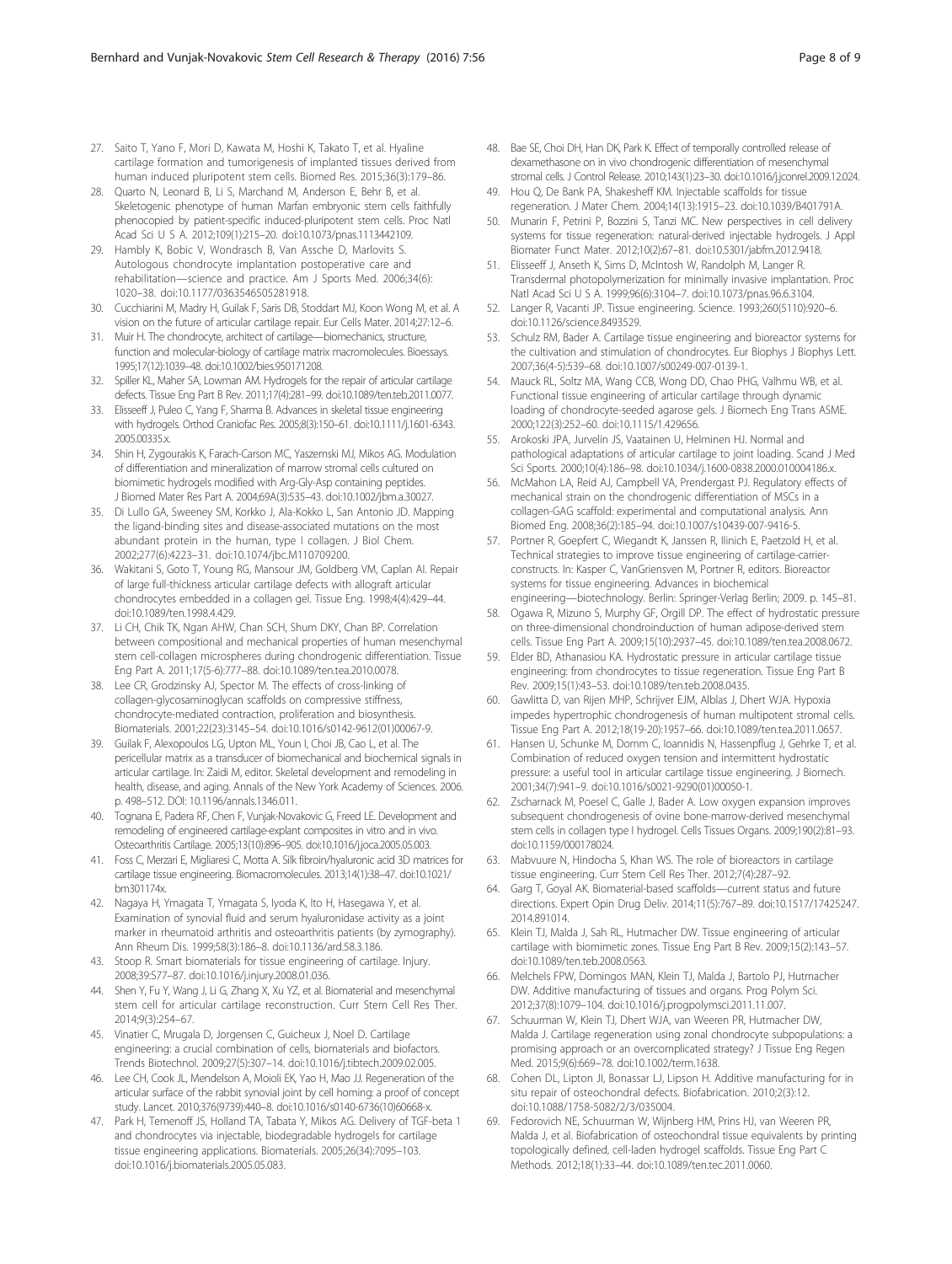27. Saito T, Yano F, Mori D, Kawata M, Hoshi K, Takato T, et al. Hyaline cartilage formation and tumorigenesis of implanted tissues derived from human induced pluripotent stem cells. Biomed Res. 2015;36(3):179–86.
28. Quarto N, Leonard B, Li S, Marchand M, Anderson E, Behr B, et al. Skeletogenic phenotype of human Marfan embryonic stem cells faithfully phenocopied by patient-specific induced-pluripotent stem cells. Proc Natl Acad Sci U S A. 2012;109(1):215–20. doi:10.1073/pnas.1113442109.
29. Hambly K, Bobic V, Wondrasch B, Van Assche D, Marlovits S. Autologous chondrocyte implantation postoperative care and rehabilitation—science and practice. Am J Sports Med. 2006;34(6): 1020–38. doi:10.1177/0363546505281918.
30. Cucchiarini M, Madry H, Guilak F, Saris DB, Stoddart MJ, Koon Wong M, et al. A vision on the future of articular cartilage repair. Eur Cells Mater. 2014;27:12–6.
31. Muir H. The chondrocyte, architect of cartilage—biomechanics, structure, function and molecular-biology of cartilage matrix macromolecules. Bioessays. 1995;17(12):1039–48. doi:10.1002/bies.950171208.
32. Spiller KL, Maher SA, Lowman AM. Hydrogels for the repair of articular cartilage defects. Tissue Eng Part B Rev. 2011;17(4):281–99. doi:10.1089/ten.teb.2011.0077.
33. Elisseeff J, Puleo C, Yang F, Sharma B. Advances in skeletal tissue engineering with hydrogels. Orthod Craniofac Res. 2005;8(3):150–61. doi:10.1111/j.1601-6343.2005.00335.x.
34. Shin H, Zygourakis K, Farach-Carson MC, Yaszemski MJ, Mikos AG. Modulation of differentiation and mineralization of marrow stromal cells cultured on biomimetic hydrogels modified with Arg-Gly-Asp containing peptides. J Biomed Mater Res Part A. 2004;69A(3):535–43. doi:10.1002/jbm.a.30027.
35. Di Lullo GA, Sweeney SM, Korkko J, Ala-Kokko L, San Antonio JD. Mapping the ligand-binding sites and disease-associated mutations on the most abundant protein in the human, type I collagen. J Biol Chem. 2002;277(6):4223–31. doi:10.1074/jbc.M110709200.
36. Wakitani S, Goto T, Young RG, Mansour JM, Goldberg VM, Caplan AI. Repair of large full-thickness articular cartilage defects with allograft articular chondrocytes embedded in a collagen gel. Tissue Eng. 1998;4(4):429–44. doi:10.1089/ten.1998.4.429.
37. Li CH, Chik TK, Ngan AHW, Chan SCH, Shum DKY, Chan BP. Correlation between compositional and mechanical properties of human mesenchymal stem cell-collagen microspheres during chondrogenic differentiation. Tissue Eng Part A. 2011;17(5-6):777–88. doi:10.1089/ten.tea.2010.0078.
38. Lee CR, Grodzinsky AJ, Spector M. The effects of cross-linking of collagen-glycosaminoglycan scaffolds on compressive stiffness, chondrocyte-mediated contraction, proliferation and biosynthesis. Biomaterials. 2001;22(23):3145–54. doi:10.1016/s0142-9612(01)00067-9.
39. Guilak F, Alexopoulos LG, Upton ML, Youn I, Choi JB, Cao L, et al. The pericellular matrix as a transducer of biomechanical and biochemical signals in articular cartilage. In: Zaidi M, editor. Skeletal development and remodeling in health, disease, and aging. Annals of the New York Academy of Sciences. 2006. p. 498–512. DOI: 10.1196/annals.1346.011.
40. Tognana E, Padera RF, Chen F, Vunjak-Novakovic G, Freed LE. Development and remodeling of engineered cartilage-explant composites in vitro and in vivo. Osteoarthritis Cartilage. 2005;13(10):896–905. doi:10.1016/j.joca.2005.05.003.
41. Foss C, Merzari E, Migliaresi C, Motta A. Silk fibroin/hyaluronic acid 3D matrices for cartilage tissue engineering. Biomacromolecules. 2013;14(1):38–47. doi:10.1021/bm301174x.
42. Nagaya H, Ymagata T, Ymagata S, Iyoda K, Ito H, Hasegawa Y, et al. Examination of synovial fluid and serum hyaluronidase activity as a joint marker in rheumatoid arthritis and osteoarthritis patients (by zymography). Ann Rheum Dis. 1999;58(3):186–8. doi:10.1136/ard.58.3.186.
43. Stoop R. Smart biomaterials for tissue engineering of cartilage. Injury. 2008;39:S77–87. doi:10.1016/j.injury.2008.01.036.
44. Shen Y, Fu Y, Wang J, Li G, Zhang X, Xu YZ, et al. Biomaterial and mesenchymal stem cell for articular cartilage reconstruction. Curr Stem Cell Res Ther. 2014;9(3):254–67.
45. Vinatier C, Mrugala D, Jorgensen C, Guicheux J, Noel D. Cartilage engineering: a crucial combination of cells, biomaterials and biofactors. Trends Biotechnol. 2009;27(5):307–14. doi:10.1016/j.tibtech.2009.02.005.
46. Lee CH, Cook JL, Mendelson A, Moioli EK, Yao H, Mao JJ. Regeneration of the articular surface of the rabbit synovial joint by cell homing: a proof of concept study. Lancet. 2010;376(9739):440–8. doi:10.1016/s0140-6736(10)60668-x.
47. Park H, Temenoff JS, Holland TA, Tabata Y, Mikos AG. Delivery of TGF-beta 1 and chondrocytes via injectable, biodegradable hydrogels for cartilage tissue engineering applications. Biomaterials. 2005;26(34):7095–103. doi:10.1016/j.biomaterials.2005.05.083.
48. Bae SE, Choi DH, Han DK, Park K. Effect of temporally controlled release of dexamethasone on in vivo chondrogenic differentiation of mesenchymal stromal cells. J Control Release. 2010;143(1):23–30. doi:10.1016/j.jconrel.2009.12.024.
49. Hou Q, De Bank PA, Shakesheff KM. Injectable scaffolds for tissue regeneration. J Mater Chem. 2004;14(13):1915–23. doi:10.1039/B401791A.
50. Munarin F, Petrini P, Bozzini S, Tanzi MC. New perspectives in cell delivery systems for tissue regeneration: natural-derived injectable hydrogels. J Appl Biomater Funct Mater. 2012;10(2):67–81. doi:10.5301/jabfm.2012.9418.
51. Elisseeff J, Anseth K, Sims D, McIntosh W, Randolph M, Langer R. Transdermal photopolymerization for minimally invasive implantation. Proc Natl Acad Sci U S A. 1999;96(6):3104–7. doi:10.1073/pnas.96.6.3104.
52. Langer R, Vacanti JP. Tissue engineering. Science. 1993;260(5110):920–6. doi:10.1126/science.8493529.
53. Schulz RM, Bader A. Cartilage tissue engineering and bioreactor systems for the cultivation and stimulation of chondrocytes. Eur Biophys J Biophys Lett. 2007;36(4-5):539–68. doi:10.1007/s00249-007-0139-1.
54. Mauck RL, Soltz MA, Wang CCB, Wong DD, Chao PHG, Valhmu WB, et al. Functional tissue engineering of articular cartilage through dynamic loading of chondrocyte-seeded agarose gels. J Biomech Eng Trans ASME. 2000;122(3):252–60. doi:10.1115/1.429656.
55. Arokoski JPA, Jurvelin JS, Vaatainen U, Helminen HJ. Normal and pathological adaptations of articular cartilage to joint loading. Scand J Med Sci Sports. 2000;10(4):186–98. doi:10.1034/j.1600-0838.2000.010004186.x.
56. McMahon LA, Reid AJ, Campbell VA, Prendergast PJ. Regulatory effects of mechanical strain on the chondrogenic differentiation of MSCs in a collagen-GAG scaffold: experimental and computational analysis. Ann Biomed Eng. 2008;36(2):185–94. doi:10.1007/s10439-007-9416-5.
57. Portner R, Goepfert C, Wiegandt K, Janssen R, Ilinich E, Paetzold H, et al. Technical strategies to improve tissue engineering of cartilage-carrier-constructs. In: Kasper C, VanGriensven M, Portner R, editors. Bioreactor systems for tissue engineering. Advances in biochemical engineering—biotechnology. Berlin: Springer-Verlag Berlin; 2009. p. 145–81.
58. Ogawa R, Mizuno S, Murphy GF, Orgill DP. The effect of hydrostatic pressure on three-dimensional chondroinduction of human adipose-derived stem cells. Tissue Eng Part A. 2009;15(10):2937–45. doi:10.1089/ten.tea.2008.0672.
59. Elder BD, Athanasiou KA. Hydrostatic pressure in articular cartilage tissue engineering: from chondrocytes to tissue regeneration. Tissue Eng Part B Rev. 2009;15(1):43–53. doi:10.1089/ten.teb.2008.0435.
60. Gawlitta D, van Rijen MHP, Schrijver EJM, Alblas J, Dhert WJA. Hypoxia impedes hypertrophic chondrogenesis of human multipotent stromal cells. Tissue Eng Part A. 2012;18(19-20):1957–66. doi:10.1089/ten.tea.2011.0657.
61. Hansen U, Schunke M, Domm C, Ioannidis N, Hassenpflug J, Gehrke T, et al. Combination of reduced oxygen tension and intermittent hydrostatic pressure: a useful tool in articular cartilage tissue engineering. J Biomech. 2001;34(7):941–9. doi:10.1016/s0021-9290(01)00050-1.
62. Zscharnack M, Poesel C, Galle J, Bader A. Low oxygen expansion improves subsequent chondrogenesis of ovine bone-marrow-derived mesenchymal stem cells in collagen type I hydrogel. Cells Tissues Organs. 2009;190(2):81–93. doi:10.1159/000178024.
63. Mabvuure N, Hindocha S, Khan WS. The role of bioreactors in cartilage tissue engineering. Curr Stem Cell Res Ther. 2012;7(4):287–92.
64. Garg T, Goyal AK. Biomaterial-based scaffolds—current status and future directions. Expert Opin Drug Deliv. 2014;11(5):767–89. doi:10.1517/17425247.2014.891014.
65. Klein TJ, Malda J, Sah RL, Hutmacher DW. Tissue engineering of articular cartilage with biomimetic zones. Tissue Eng Part B Rev. 2009;15(2):143–57. doi:10.1089/ten.teb.2008.0563.
66. Melchels FPW, Domingos MAN, Klein TJ, Malda J, Bartolo PJ, Hutmacher DW. Additive manufacturing of tissues and organs. Prog Polym Sci. 2012;37(8):1079–104. doi:10.1016/j.progpolymsci.2011.11.007.
67. Schuurman W, Klein TJ, Dhert WJA, van Weeren PR, Hutmacher DW, Malda J. Cartilage regeneration using zonal chondrocyte subpopulations: a promising approach or an overcomplicated strategy? J Tissue Eng Regen Med. 2015;9(6):669–78. doi:10.1002/term.1638.
68. Cohen DL, Lipton JI, Bonassar LJ, Lipson H. Additive manufacturing for in situ repair of osteochondral defects. Biofabrication. 2010;2(3):12. doi:10.1088/1758-5082/2/3/035004.
69. Fedorovich NE, Schuurman W, Wijnberg HM, Prins HJ, van Weeren PR, Malda J, et al. Biofabrication of osteochondral tissue equivalents by printing topologically defined, cell-laden hydrogel scaffolds. Tissue Eng Part C Methods. 2012;18(1):33–44. doi:10.1089/ten.tec.2011.0060.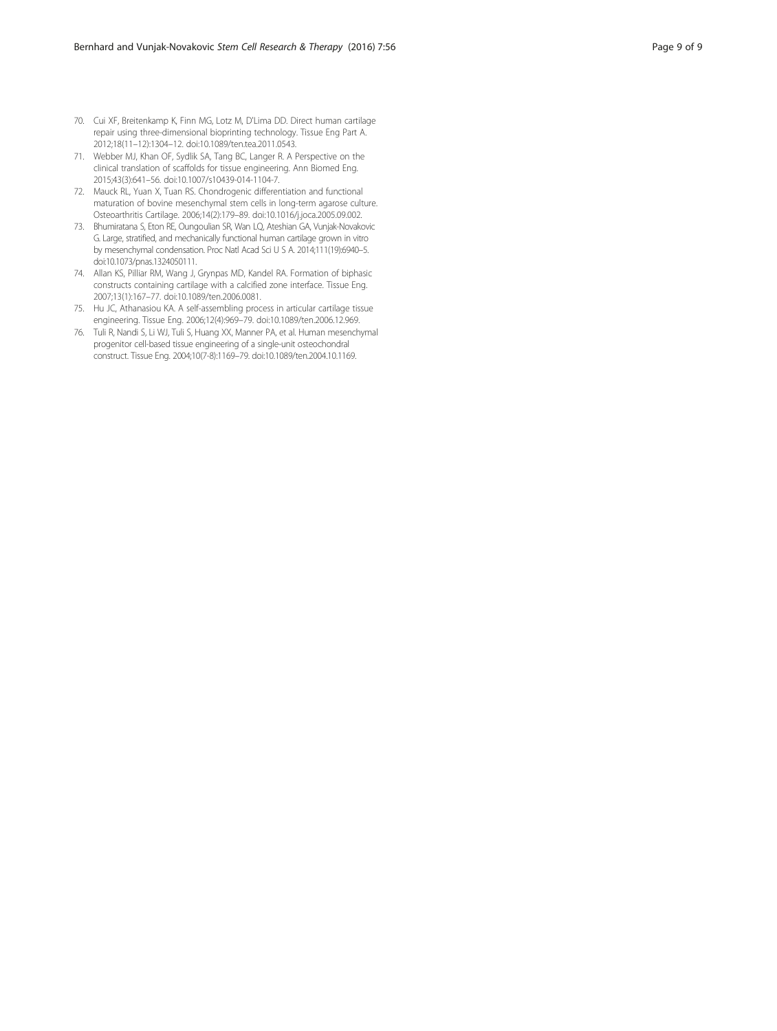70. Cui XF, Breitenkamp K, Finn MG, Lotz M, D'Lima DD. Direct human cartilage repair using three-dimensional bioprinting technology. Tissue Eng Part A. 2012;18(11–12):1304–12. doi:10.1089/ten.tea.2011.0543.
71. Webber MJ, Khan OF, Sydlik SA, Tang BC, Langer R. A Perspective on the clinical translation of scaffolds for tissue engineering. Ann Biomed Eng. 2015;43(3):641–56. doi:10.1007/s10439-014-1104-7.
72. Mauck RL, Yuan X, Tuan RS. Chondrogenic differentiation and functional maturation of bovine mesenchymal stem cells in long-term agarose culture. Osteoarthritis Cartilage. 2006;14(2):179–89. doi:10.1016/j.joca.2005.09.002.
73. Bhumiratana S, Eton RE, Oungoulian SR, Wan LQ, Ateshian GA, Vunjak-Novakovic G. Large, stratified, and mechanically functional human cartilage grown in vitro by mesenchymal condensation. Proc Natl Acad Sci U S A. 2014;111(19):6940–5. doi:10.1073/pnas.1324050111.
74. Allan KS, Pilliar RM, Wang J, Grynpas MD, Kandel RA. Formation of biphasic constructs containing cartilage with a calcified zone interface. Tissue Eng. 2007;13(1):167–77. doi:10.1089/ten.2006.0081.
75. Hu JC, Athanasiou KA. A self-assembling process in articular cartilage tissue engineering. Tissue Eng. 2006;12(4):969–79. doi:10.1089/ten.2006.12.969.
76. Tuli R, Nandi S, Li WJ, Tuli S, Huang XX, Manner PA, et al. Human mesenchymal progenitor cell-based tissue engineering of a single-unit osteochondral construct. Tissue Eng. 2004;10(7-8):1169–79. doi:10.1089/ten.2004.10.1169.